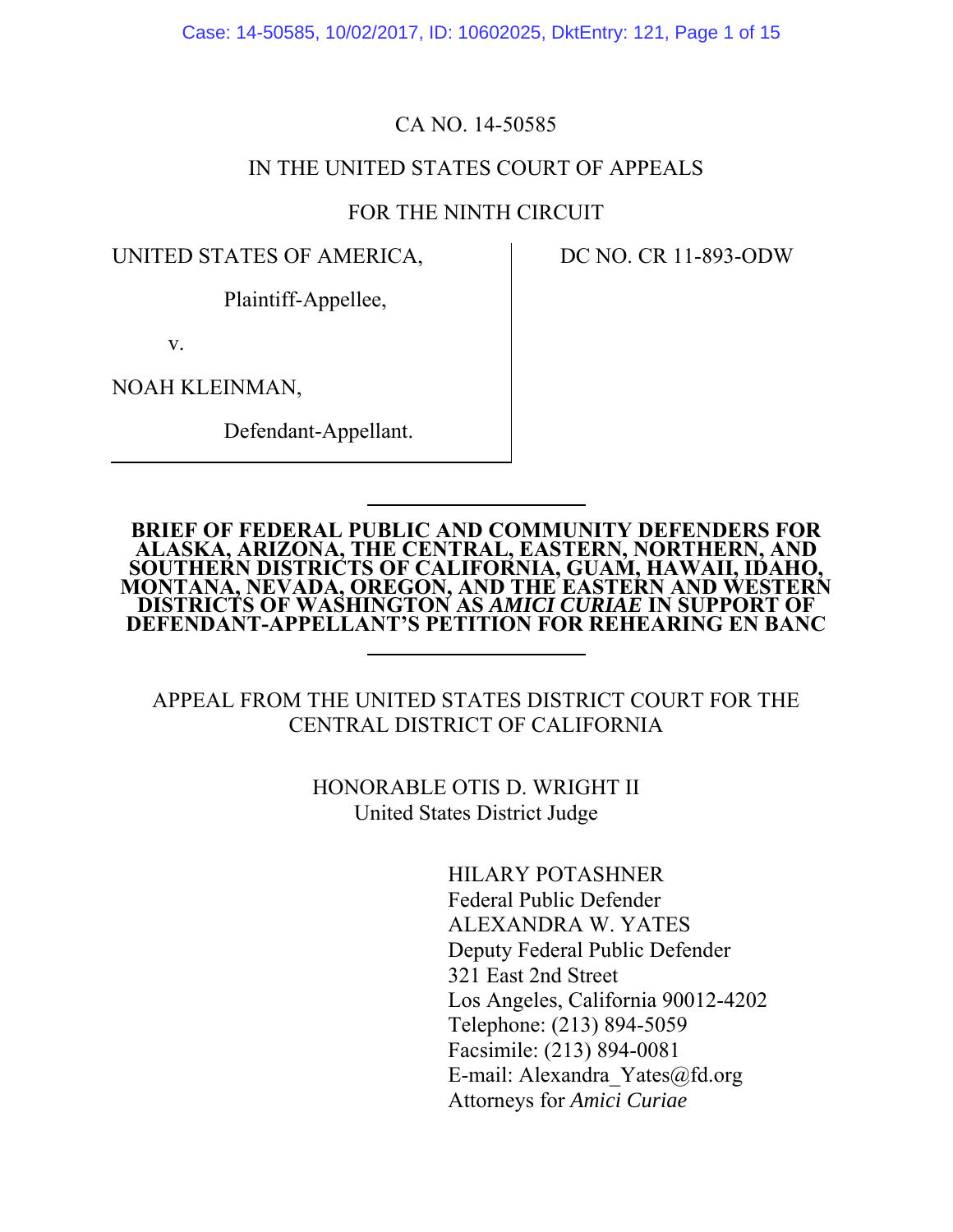CA NO. 14-50585

IN THE UNITED STATES COURT OF APPEALS

FOR THE NINTH CIRCUIT

| UNITED STATES OF AMERICA, Plaintiff-Appellee, v. NOAH KLEINMAN, Defendant-Appellant. | DC NO. CR 11-893-ODW |
| --- | --- |

**BRIEF OF FEDERAL PUBLIC AND COMMUNITY DEFENDERS FOR ALASKA, ARIZONA, THE CENTRAL, EASTERN, NORTHERN, AND SOUTHERN DISTRICTS OF CALIFORNIA, GUAM, HAWAII, IDAHO, MONTANA, NEVADA, OREGON, AND THE EASTERN AND WESTERN DISTRICTS OF WASHINGTON AS *AMICI CURIAE* IN SUPPORT OF DEFENDANT-APPELLANT'S PETITION FOR REHEARING EN BANC**

APPEAL FROM THE UNITED STATES DISTRICT COURT FOR THE CENTRAL DISTRICT OF CALIFORNIA

HONORABLE OTIS D. WRIGHT II
United States District Judge

HILARY POTASHNER
Federal Public Defender
ALEXANDRA W. YATES
Deputy Federal Public Defender
321 East 2nd Street
Los Angeles, California 90012-4202
Telephone: (213) 894-5059
Facsimile: (213) 894-0081
E-mail: Alexandra_Yates@fd.org
Attorneys for *Amici Curiae*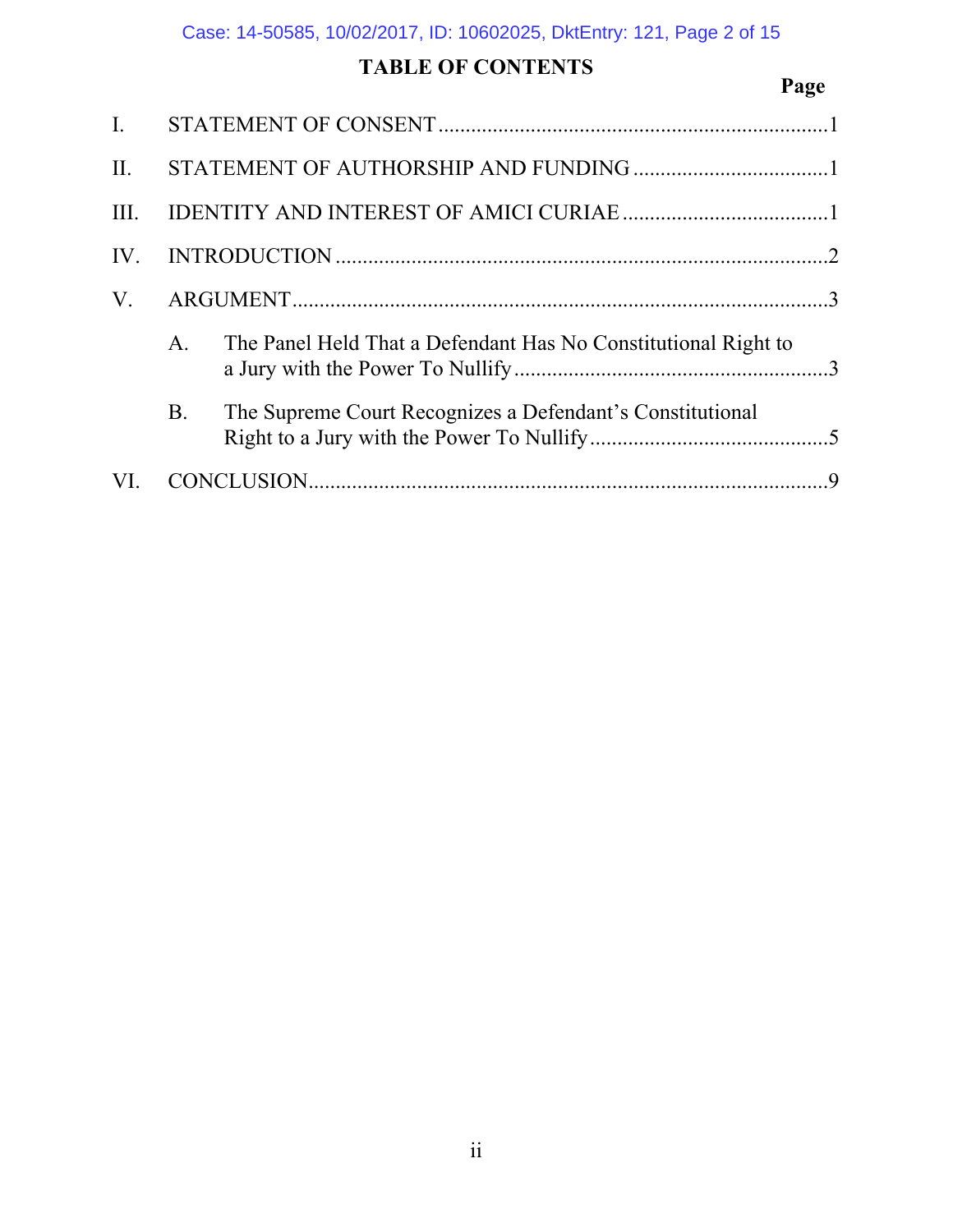# TABLE OF CONTENTS

| | | Page |
|---|---|---|
| I. | STATEMENT OF CONSENT | 1 |
| II. | STATEMENT OF AUTHORSHIP AND FUNDING | 1 |
| III. | IDENTITY AND INTEREST OF AMICI CURIAE | 1 |
| IV. | INTRODUCTION | 2 |
| V. | ARGUMENT | 3 |
| | A. The Panel Held That a Defendant Has No Constitutional Right to a Jury with the Power To Nullify | 3 |
| | B. The Supreme Court Recognizes a Defendant's Constitutional Right to a Jury with the Power To Nullify | 5 |
| VI. | CONCLUSION | 9 |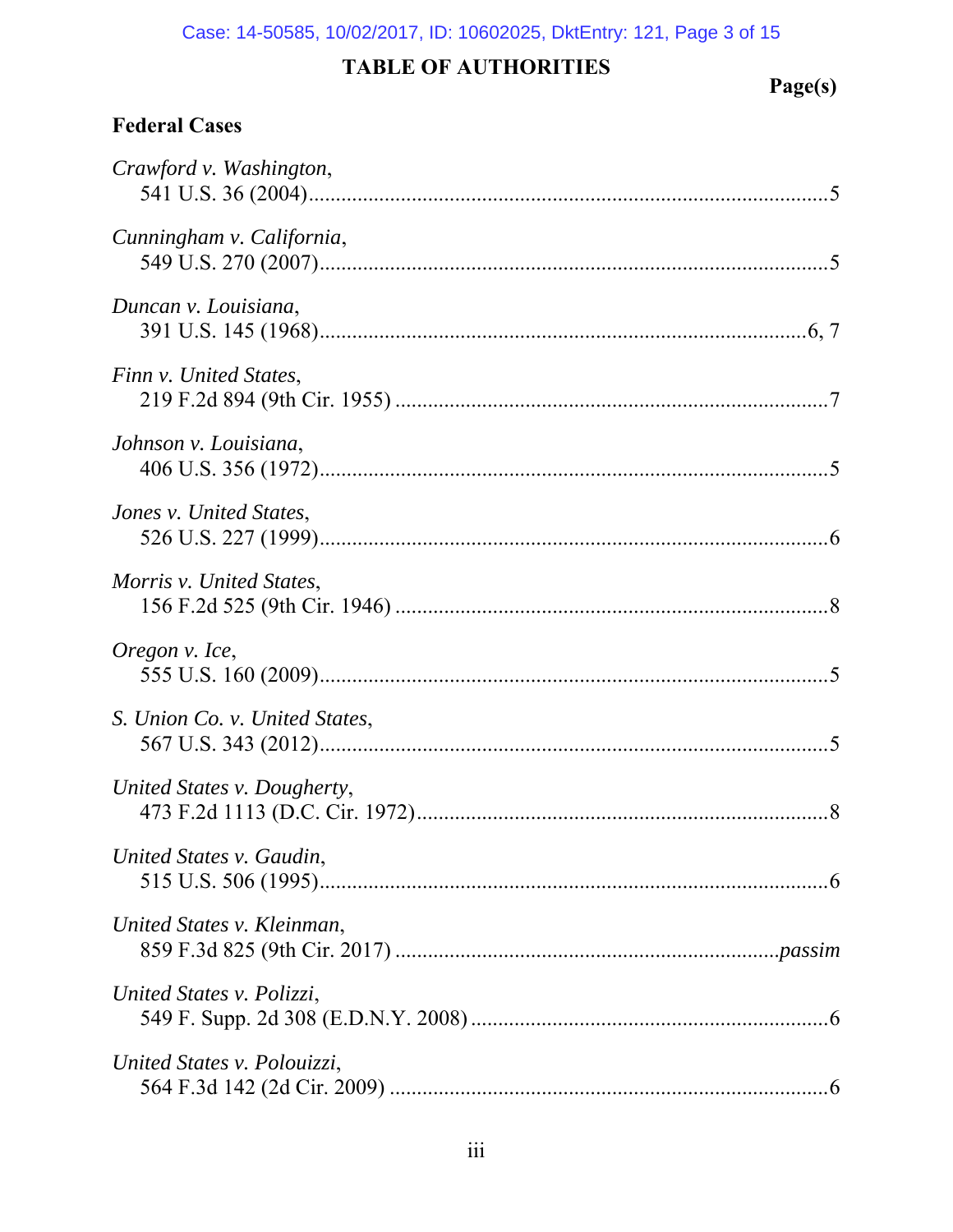# TABLE OF AUTHORITIES

**Page(s)**

## Federal Cases

*Crawford v. Washington*,
541 U.S. 36 (2004)....................................................................................................5

*Cunningham v. California*,
549 U.S. 270 (2007)..................................................................................................5

*Duncan v. Louisiana*,
391 U.S. 145 (1968)...............................................................................................6, 7

*Finn v. United States*,
219 F.2d 894 (9th Cir. 1955) ....................................................................................7

*Johnson v. Louisiana*,
406 U.S. 356 (1972)..................................................................................................5

*Jones v. United States*,
526 U.S. 227 (1999)..................................................................................................6

*Morris v. United States*,
156 F.2d 525 (9th Cir. 1946) ....................................................................................8

*Oregon v. Ice*,
555 U.S. 160 (2009)..................................................................................................5

*S. Union Co. v. United States*,
567 U.S. 343 (2012)..................................................................................................5

*United States v. Dougherty*,
473 F.2d 1113 (D.C. Cir. 1972)................................................................................8

*United States v. Gaudin*,
515 U.S. 506 (1995)..................................................................................................6

*United States v. Kleinman*,
859 F.3d 825 (9th Cir. 2017) ..........................................................................*passim*

*United States v. Polizzi*,
549 F. Supp. 2d 308 (E.D.N.Y. 2008) ......................................................................6

*United States v. Polouizzi*,
564 F.3d 142 (2d Cir. 2009) .....................................................................................6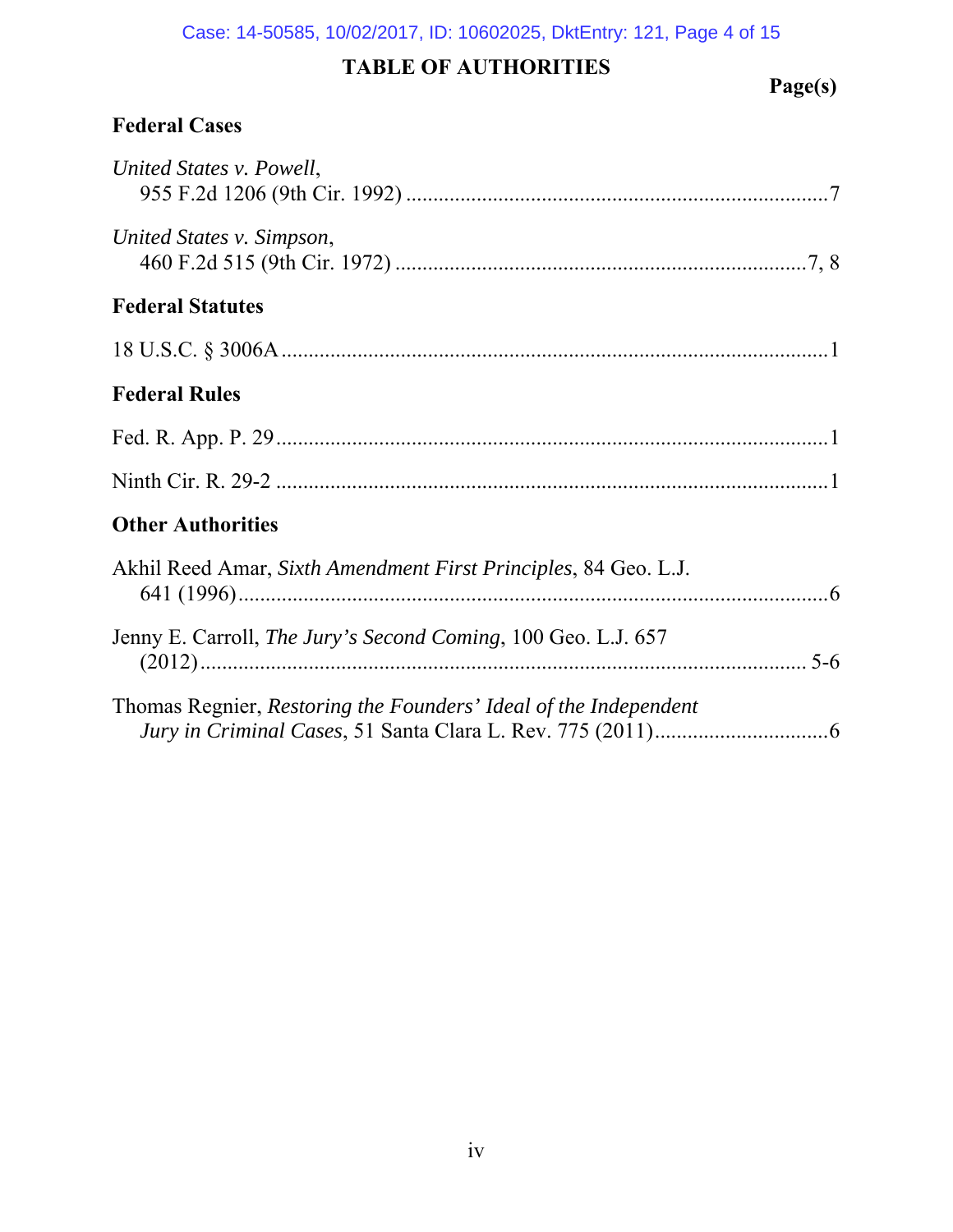# TABLE OF AUTHORITIES

**Page(s)**

## Federal Cases

*United States v. Powell*, 955 F.2d 1206 (9th Cir. 1992) .......... 7

*United States v. Simpson*, 460 F.2d 515 (9th Cir. 1972) .......... 7, 8

## Federal Statutes

18 U.S.C. § 3006A .......... 1

## Federal Rules

Fed. R. App. P. 29 .......... 1

Ninth Cir. R. 29-2 .......... 1

## Other Authorities

Akhil Reed Amar, *Sixth Amendment First Principles*, 84 Geo. L.J. 641 (1996) .......... 6

Jenny E. Carroll, *The Jury's Second Coming*, 100 Geo. L.J. 657 (2012) .......... 5-6

Thomas Regnier, *Restoring the Founders' Ideal of the Independent Jury in Criminal Cases*, 51 Santa Clara L. Rev. 775 (2011) .......... 6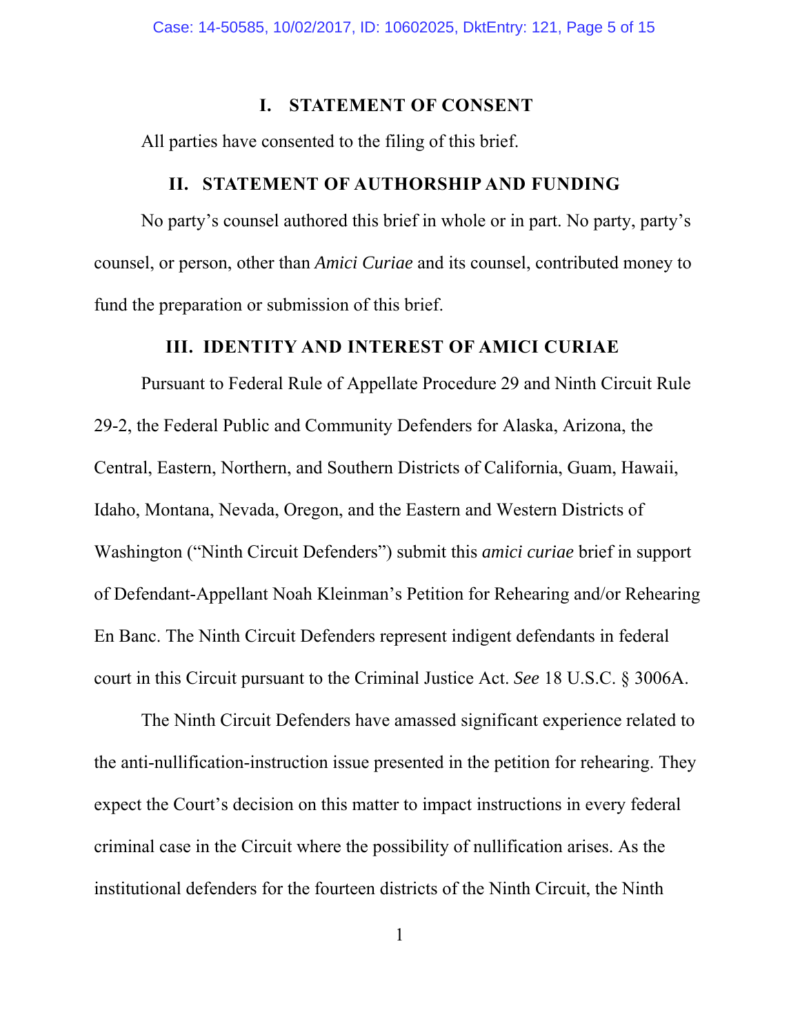## I. STATEMENT OF CONSENT

All parties have consented to the filing of this brief.

## II. STATEMENT OF AUTHORSHIP AND FUNDING

No party's counsel authored this brief in whole or in part. No party, party's counsel, or person, other than *Amici Curiae* and its counsel, contributed money to fund the preparation or submission of this brief.

## III. IDENTITY AND INTEREST OF AMICI CURIAE

Pursuant to Federal Rule of Appellate Procedure 29 and Ninth Circuit Rule 29-2, the Federal Public and Community Defenders for Alaska, Arizona, the Central, Eastern, Northern, and Southern Districts of California, Guam, Hawaii, Idaho, Montana, Nevada, Oregon, and the Eastern and Western Districts of Washington ("Ninth Circuit Defenders") submit this *amici curiae* brief in support of Defendant-Appellant Noah Kleinman's Petition for Rehearing and/or Rehearing En Banc. The Ninth Circuit Defenders represent indigent defendants in federal court in this Circuit pursuant to the Criminal Justice Act. *See* 18 U.S.C. § 3006A.

The Ninth Circuit Defenders have amassed significant experience related to the anti-nullification-instruction issue presented in the petition for rehearing. They expect the Court's decision on this matter to impact instructions in every federal criminal case in the Circuit where the possibility of nullification arises. As the institutional defenders for the fourteen districts of the Ninth Circuit, the Ninth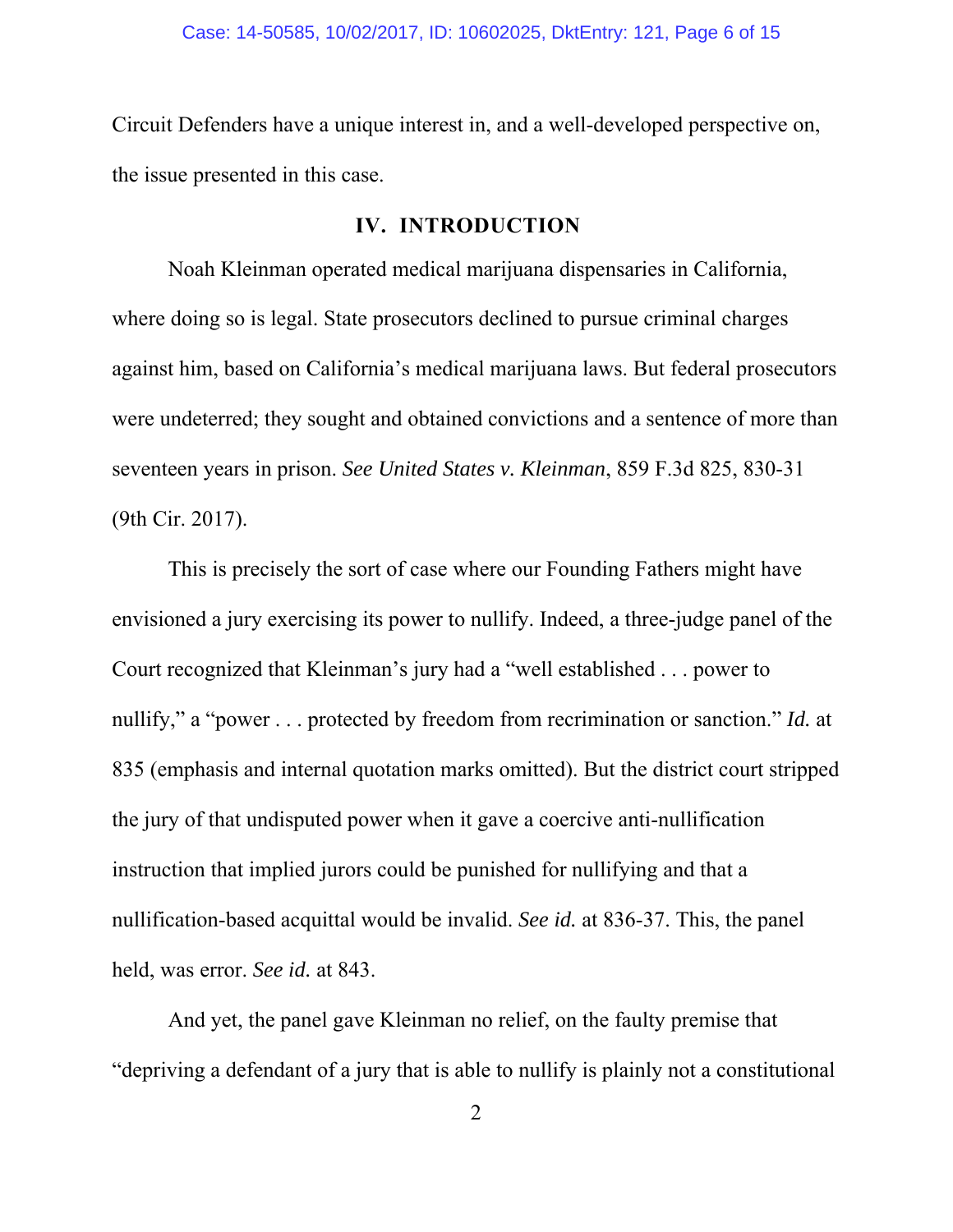Circuit Defenders have a unique interest in, and a well-developed perspective on, the issue presented in this case.

## IV. INTRODUCTION

Noah Kleinman operated medical marijuana dispensaries in California, where doing so is legal. State prosecutors declined to pursue criminal charges against him, based on California's medical marijuana laws. But federal prosecutors were undeterred; they sought and obtained convictions and a sentence of more than seventeen years in prison. *See United States v. Kleinman*, 859 F.3d 825, 830-31 (9th Cir. 2017).

This is precisely the sort of case where our Founding Fathers might have envisioned a jury exercising its power to nullify. Indeed, a three-judge panel of the Court recognized that Kleinman's jury had a "well established . . . power to nullify," a "power . . . protected by freedom from recrimination or sanction." *Id.* at 835 (emphasis and internal quotation marks omitted). But the district court stripped the jury of that undisputed power when it gave a coercive anti-nullification instruction that implied jurors could be punished for nullifying and that a nullification-based acquittal would be invalid. *See id.* at 836-37. This, the panel held, was error. *See id.* at 843.

And yet, the panel gave Kleinman no relief, on the faulty premise that "depriving a defendant of a jury that is able to nullify is plainly not a constitutional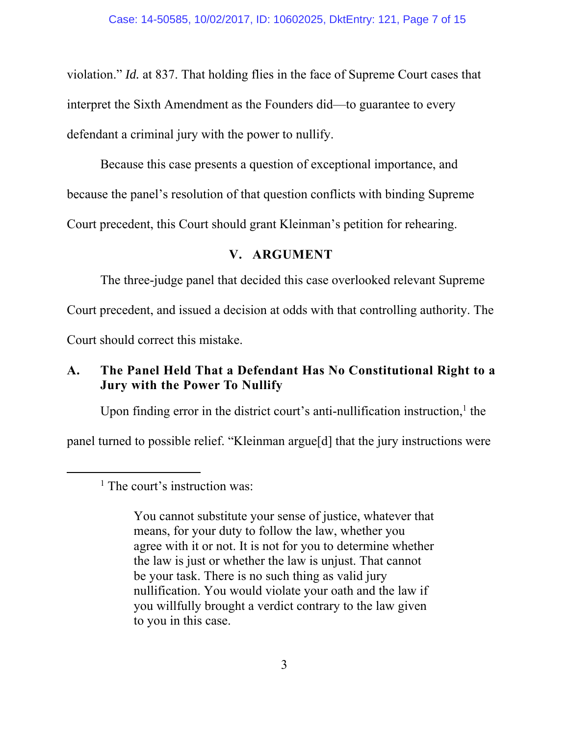violation." *Id.* at 837. That holding flies in the face of Supreme Court cases that interpret the Sixth Amendment as the Founders did—to guarantee to every defendant a criminal jury with the power to nullify.

Because this case presents a question of exceptional importance, and because the panel's resolution of that question conflicts with binding Supreme Court precedent, this Court should grant Kleinman's petition for rehearing.

## V. ARGUMENT

The three-judge panel that decided this case overlooked relevant Supreme Court precedent, and issued a decision at odds with that controlling authority. The Court should correct this mistake.

### A. The Panel Held That a Defendant Has No Constitutional Right to a Jury with the Power To Nullify

Upon finding error in the district court's anti-nullification instruction,[1] the panel turned to possible relief. "Kleinman argue[d] that the jury instructions were

---

[1] The court's instruction was:

> You cannot substitute your sense of justice, whatever that means, for your duty to follow the law, whether you agree with it or not. It is not for you to determine whether the law is just or whether the law is unjust. That cannot be your task. There is no such thing as valid jury nullification. You would violate your oath and the law if you willfully brought a verdict contrary to the law given to you in this case.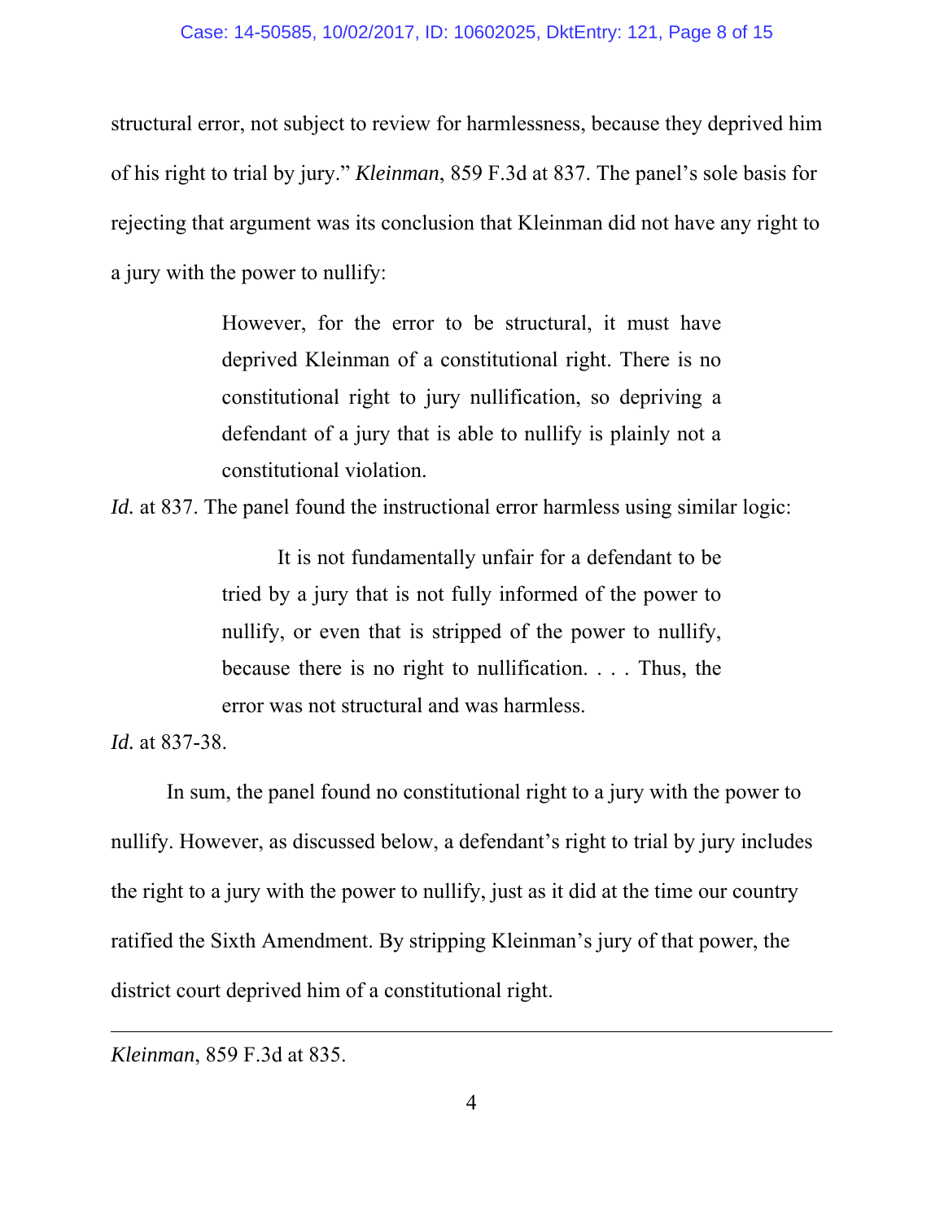structural error, not subject to review for harmlessness, because they deprived him of his right to trial by jury." *Kleinman*, 859 F.3d at 837. The panel's sole basis for rejecting that argument was its conclusion that Kleinman did not have any right to a jury with the power to nullify:

> However, for the error to be structural, it must have deprived Kleinman of a constitutional right. There is no constitutional right to jury nullification, so depriving a defendant of a jury that is able to nullify is plainly not a constitutional violation.

*Id.* at 837. The panel found the instructional error harmless using similar logic:

> It is not fundamentally unfair for a defendant to be tried by a jury that is not fully informed of the power to nullify, or even that is stripped of the power to nullify, because there is no right to nullification. . . . Thus, the error was not structural and was harmless.

*Id.* at 837-38.

In sum, the panel found no constitutional right to a jury with the power to nullify. However, as discussed below, a defendant's right to trial by jury includes the right to a jury with the power to nullify, just as it did at the time our country ratified the Sixth Amendment. By stripping Kleinman's jury of that power, the district court deprived him of a constitutional right.

---

*Kleinman*, 859 F.3d at 835.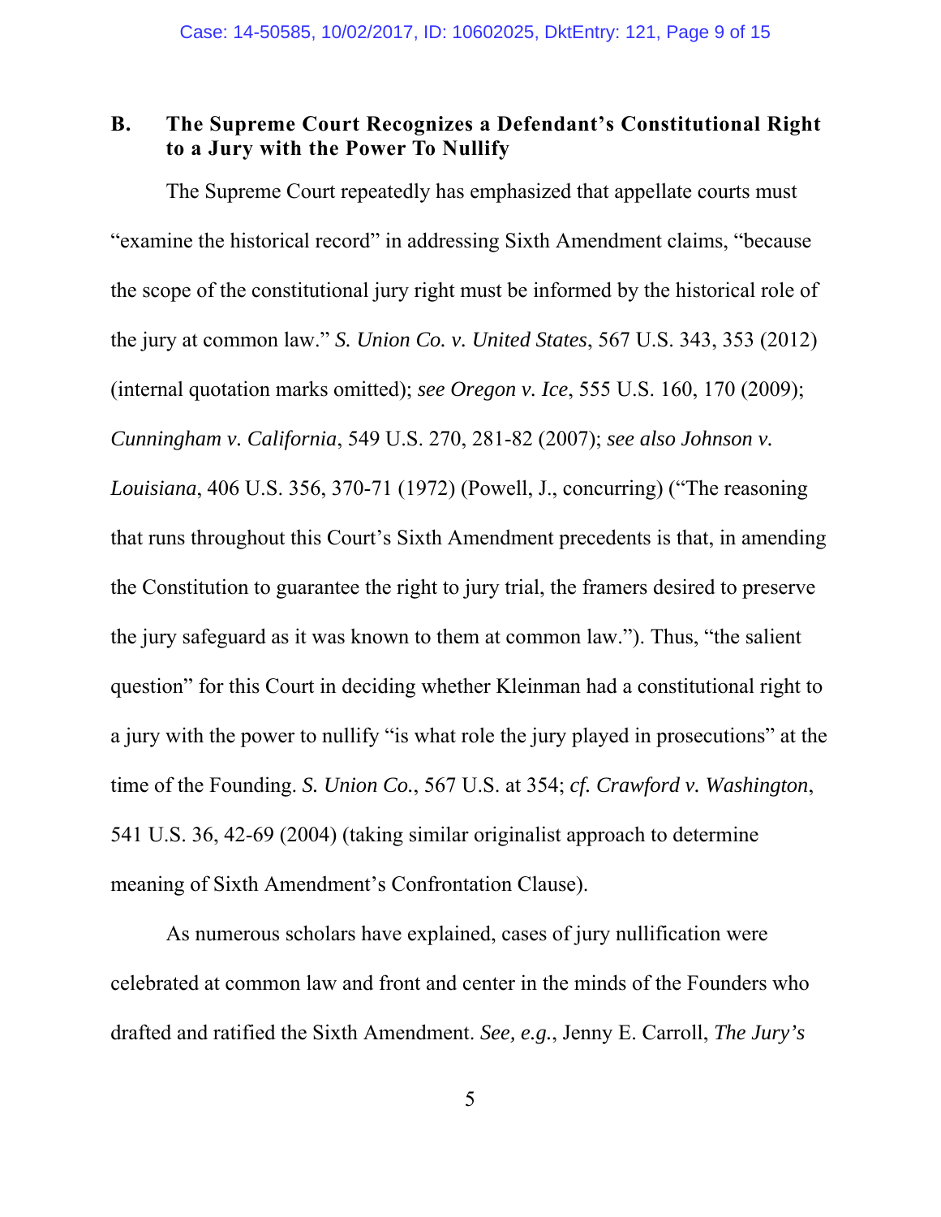### B. The Supreme Court Recognizes a Defendant's Constitutional Right to a Jury with the Power To Nullify

The Supreme Court repeatedly has emphasized that appellate courts must "examine the historical record" in addressing Sixth Amendment claims, "because the scope of the constitutional jury right must be informed by the historical role of the jury at common law." *S. Union Co. v. United States*, 567 U.S. 343, 353 (2012) (internal quotation marks omitted); *see Oregon v. Ice*, 555 U.S. 160, 170 (2009); *Cunningham v. California*, 549 U.S. 270, 281-82 (2007); *see also Johnson v. Louisiana*, 406 U.S. 356, 370-71 (1972) (Powell, J., concurring) ("The reasoning that runs throughout this Court's Sixth Amendment precedents is that, in amending the Constitution to guarantee the right to jury trial, the framers desired to preserve the jury safeguard as it was known to them at common law."). Thus, "the salient question" for this Court in deciding whether Kleinman had a constitutional right to a jury with the power to nullify "is what role the jury played in prosecutions" at the time of the Founding. *S. Union Co.*, 567 U.S. at 354; *cf. Crawford v. Washington*, 541 U.S. 36, 42-69 (2004) (taking similar originalist approach to determine meaning of Sixth Amendment's Confrontation Clause).

As numerous scholars have explained, cases of jury nullification were celebrated at common law and front and center in the minds of the Founders who drafted and ratified the Sixth Amendment. *See, e.g.*, Jenny E. Carroll, *The Jury's*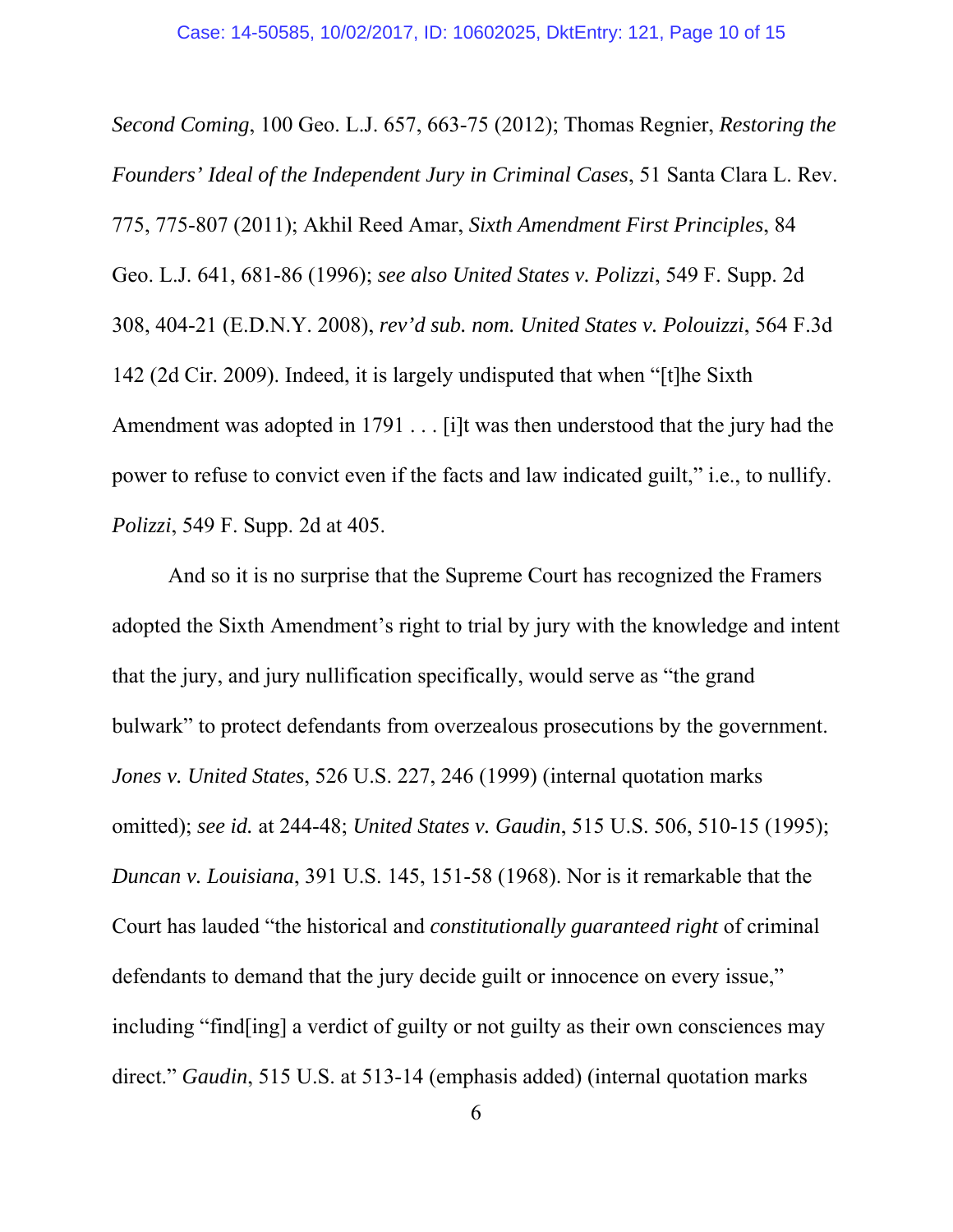*Second Coming*, 100 Geo. L.J. 657, 663-75 (2012); Thomas Regnier, *Restoring the Founders' Ideal of the Independent Jury in Criminal Cases*, 51 Santa Clara L. Rev. 775, 775-807 (2011); Akhil Reed Amar, *Sixth Amendment First Principles*, 84 Geo. L.J. 641, 681-86 (1996); *see also United States v. Polizzi*, 549 F. Supp. 2d 308, 404-21 (E.D.N.Y. 2008), *rev'd sub. nom. United States v. Polouizzi*, 564 F.3d 142 (2d Cir. 2009). Indeed, it is largely undisputed that when "[t]he Sixth Amendment was adopted in 1791 . . . [i]t was then understood that the jury had the power to refuse to convict even if the facts and law indicated guilt," i.e., to nullify. *Polizzi*, 549 F. Supp. 2d at 405.

And so it is no surprise that the Supreme Court has recognized the Framers adopted the Sixth Amendment's right to trial by jury with the knowledge and intent that the jury, and jury nullification specifically, would serve as "the grand bulwark" to protect defendants from overzealous prosecutions by the government. *Jones v. United States*, 526 U.S. 227, 246 (1999) (internal quotation marks omitted); *see id.* at 244-48; *United States v. Gaudin*, 515 U.S. 506, 510-15 (1995); *Duncan v. Louisiana*, 391 U.S. 145, 151-58 (1968). Nor is it remarkable that the Court has lauded "the historical and *constitutionally guaranteed right* of criminal defendants to demand that the jury decide guilt or innocence on every issue," including "find[ing] a verdict of guilty or not guilty as their own consciences may direct." *Gaudin*, 515 U.S. at 513-14 (emphasis added) (internal quotation marks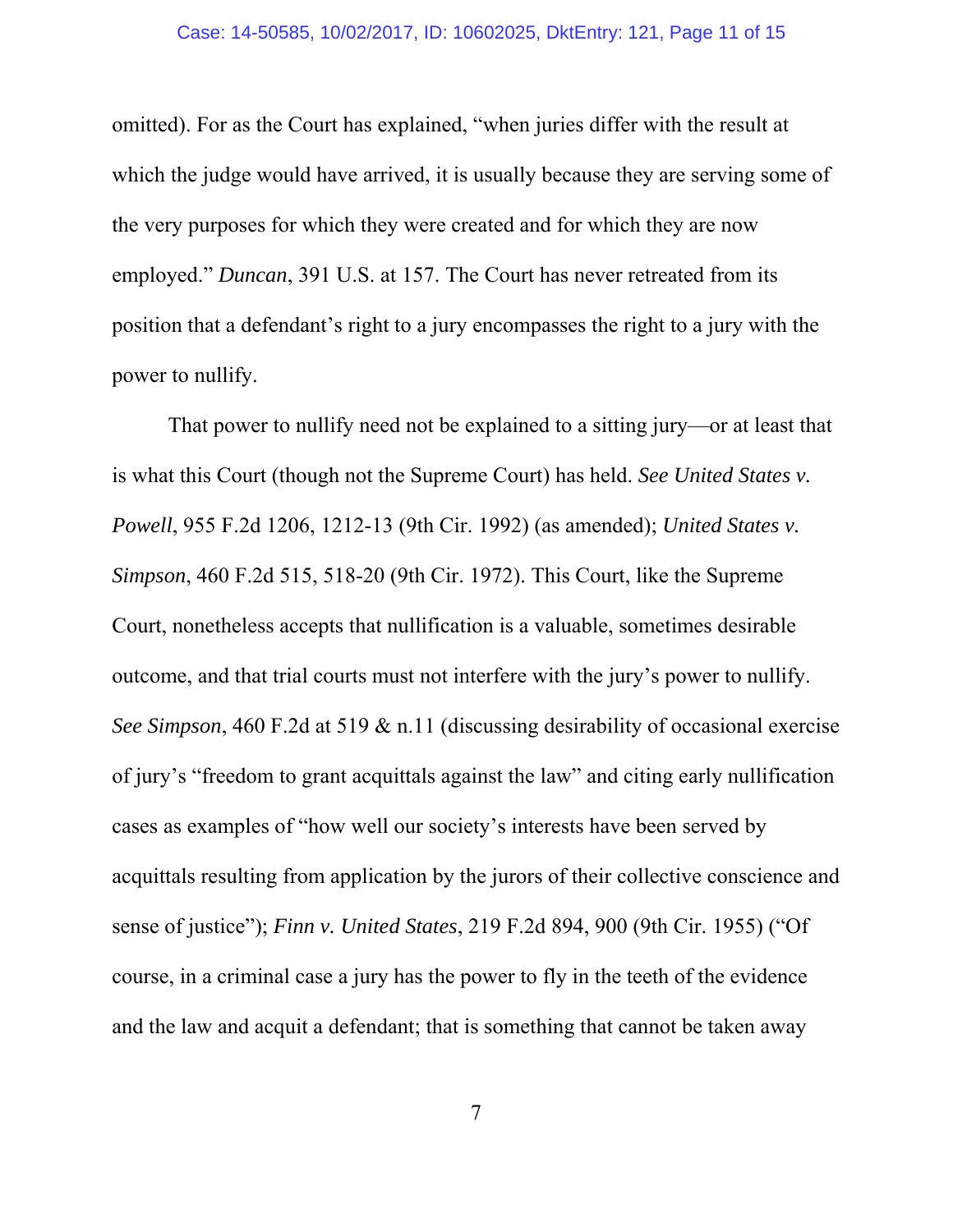omitted). For as the Court has explained, "when juries differ with the result at which the judge would have arrived, it is usually because they are serving some of the very purposes for which they were created and for which they are now employed." *Duncan*, 391 U.S. at 157. The Court has never retreated from its position that a defendant's right to a jury encompasses the right to a jury with the power to nullify.

That power to nullify need not be explained to a sitting jury—or at least that is what this Court (though not the Supreme Court) has held. *See United States v. Powell*, 955 F.2d 1206, 1212-13 (9th Cir. 1992) (as amended); *United States v. Simpson*, 460 F.2d 515, 518-20 (9th Cir. 1972). This Court, like the Supreme Court, nonetheless accepts that nullification is a valuable, sometimes desirable outcome, and that trial courts must not interfere with the jury's power to nullify. *See Simpson*, 460 F.2d at 519 & n.11 (discussing desirability of occasional exercise of jury's "freedom to grant acquittals against the law" and citing early nullification cases as examples of "how well our society's interests have been served by acquittals resulting from application by the jurors of their collective conscience and sense of justice"); *Finn v. United States*, 219 F.2d 894, 900 (9th Cir. 1955) ("Of course, in a criminal case a jury has the power to fly in the teeth of the evidence and the law and acquit a defendant; that is something that cannot be taken away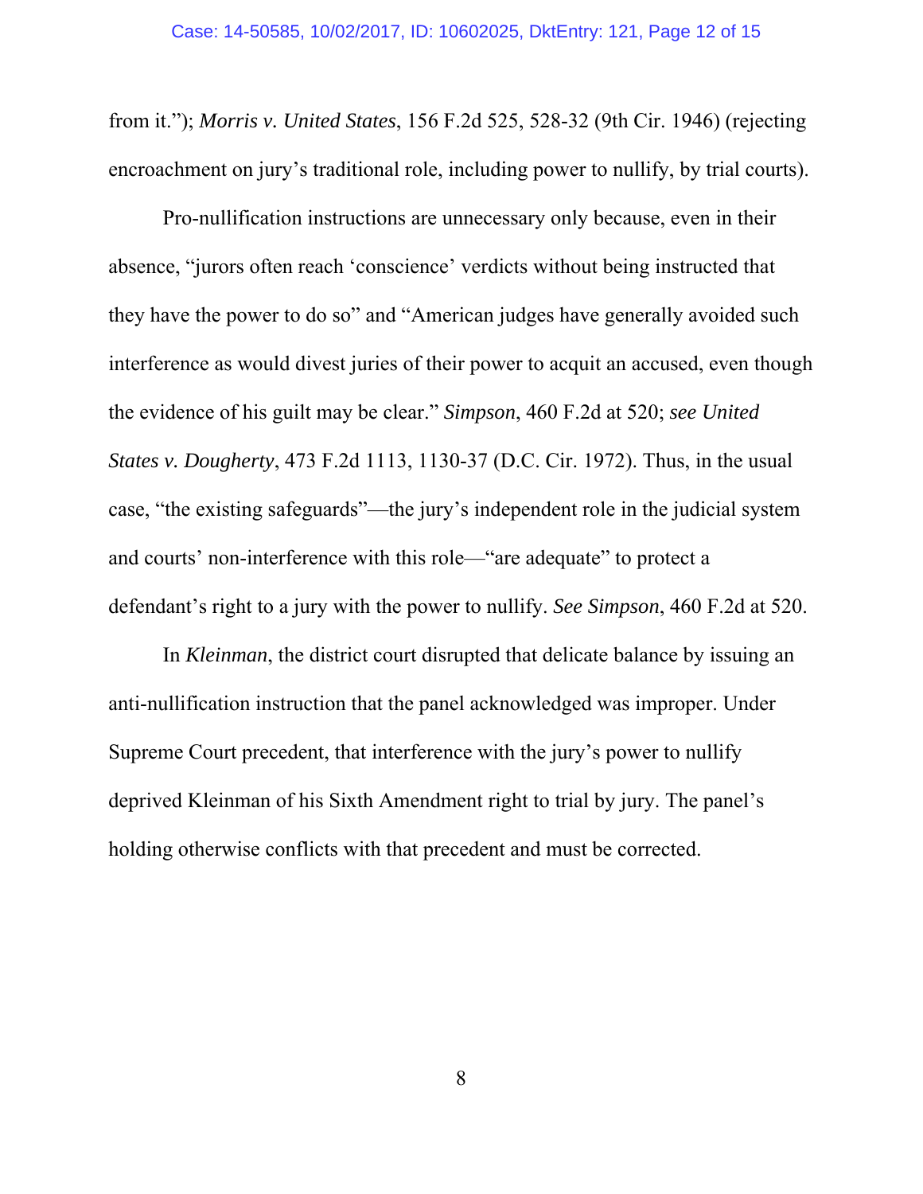from it."); *Morris v. United States*, 156 F.2d 525, 528-32 (9th Cir. 1946) (rejecting encroachment on jury's traditional role, including power to nullify, by trial courts).

Pro-nullification instructions are unnecessary only because, even in their absence, "jurors often reach 'conscience' verdicts without being instructed that they have the power to do so" and "American judges have generally avoided such interference as would divest juries of their power to acquit an accused, even though the evidence of his guilt may be clear." *Simpson*, 460 F.2d at 520; *see United States v. Dougherty*, 473 F.2d 1113, 1130-37 (D.C. Cir. 1972). Thus, in the usual case, "the existing safeguards"—the jury's independent role in the judicial system and courts' non-interference with this role—"are adequate" to protect a defendant's right to a jury with the power to nullify. *See Simpson*, 460 F.2d at 520.

In *Kleinman*, the district court disrupted that delicate balance by issuing an anti-nullification instruction that the panel acknowledged was improper. Under Supreme Court precedent, that interference with the jury's power to nullify deprived Kleinman of his Sixth Amendment right to trial by jury. The panel's holding otherwise conflicts with that precedent and must be corrected.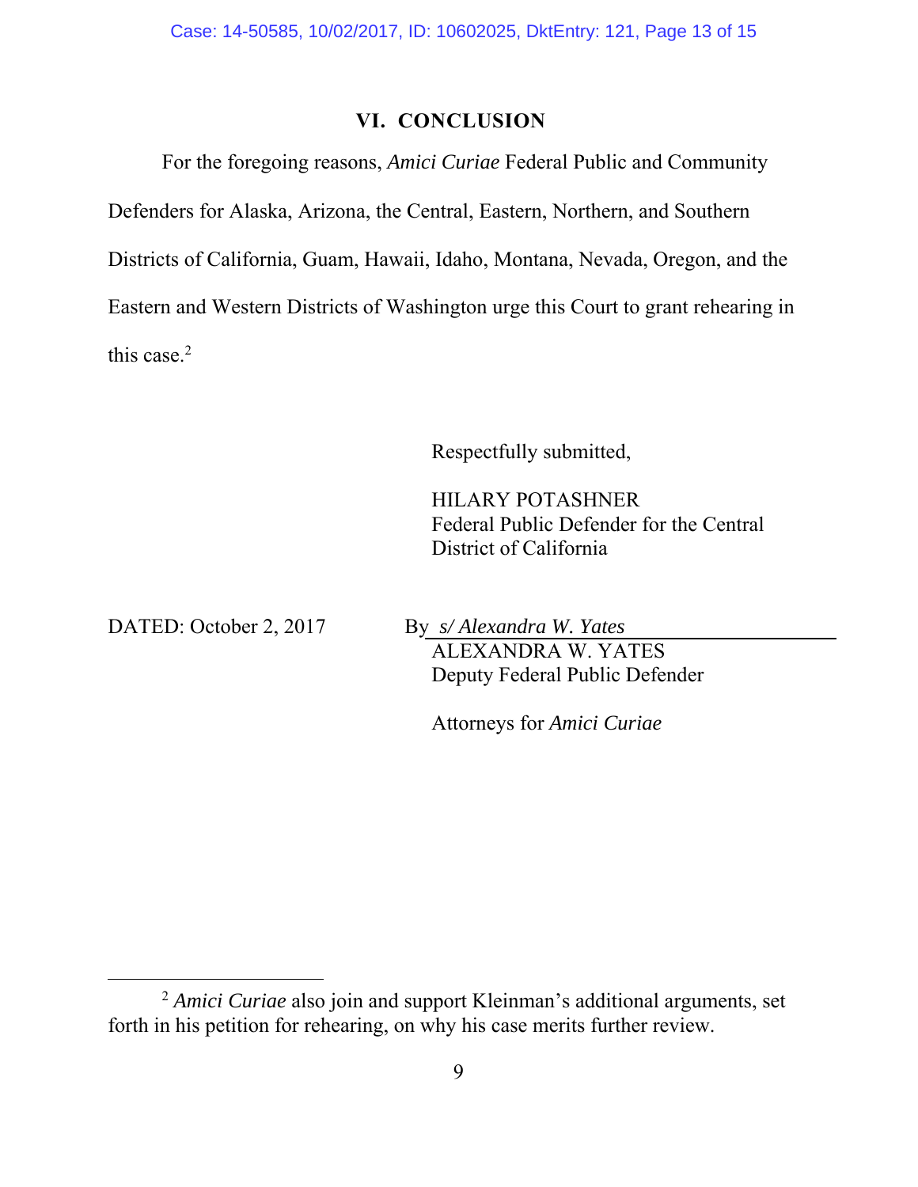## VI. CONCLUSION

For the foregoing reasons, *Amici Curiae* Federal Public and Community Defenders for Alaska, Arizona, the Central, Eastern, Northern, and Southern Districts of California, Guam, Hawaii, Idaho, Montana, Nevada, Oregon, and the Eastern and Western Districts of Washington urge this Court to grant rehearing in this case.[2]

Respectfully submitted,

HILARY POTASHNER
Federal Public Defender for the Central District of California

DATED: October 2, 2017

By *s/ Alexandra W. Yates*
ALEXANDRA W. YATES
Deputy Federal Public Defender

Attorneys for *Amici Curiae*

---

[2] *Amici Curiae* also join and support Kleinman's additional arguments, set forth in his petition for rehearing, on why his case merits further review.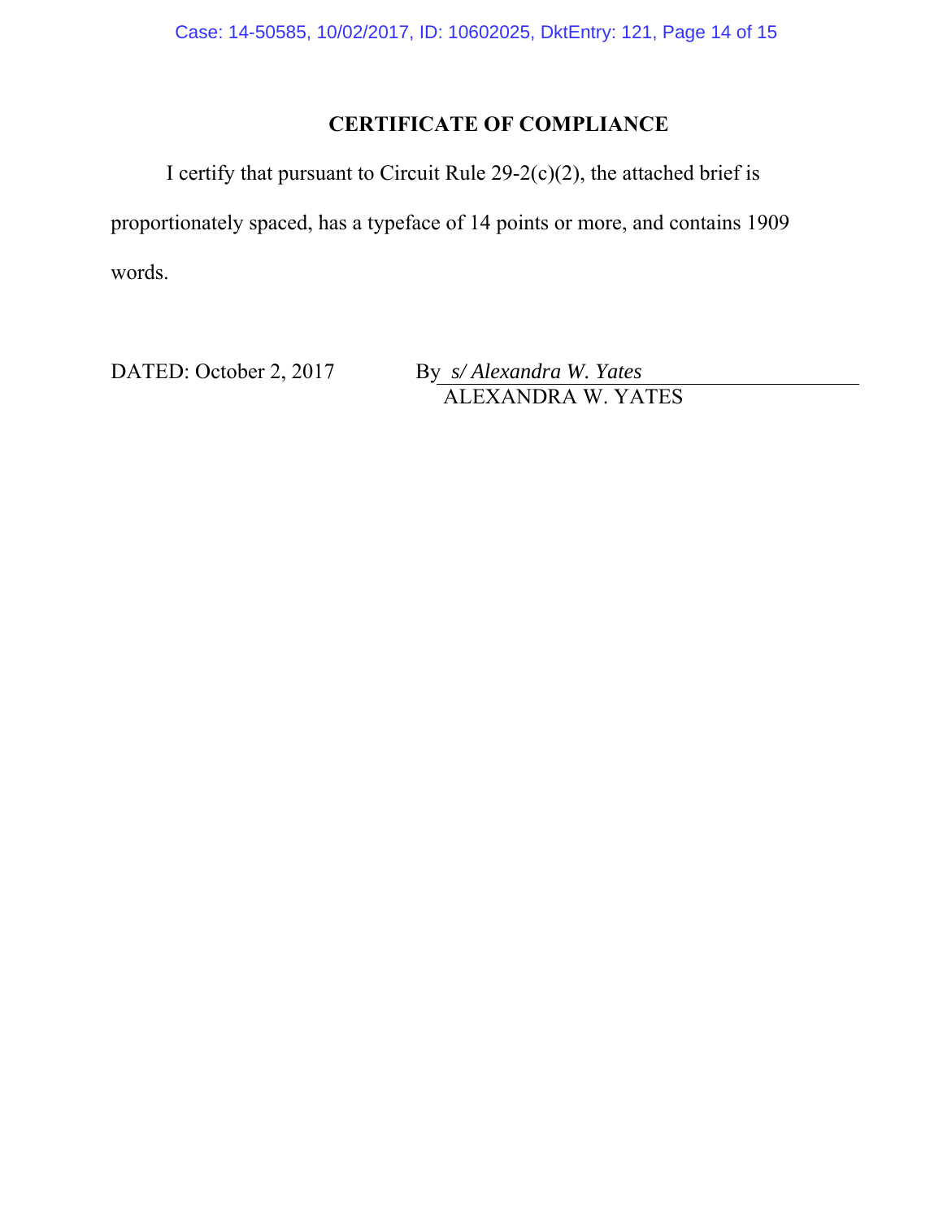## CERTIFICATE OF COMPLIANCE

I certify that pursuant to Circuit Rule 29-2(c)(2), the attached brief is proportionately spaced, has a typeface of 14 points or more, and contains 1909 words.

DATED: October 2, 2017

By *s/ Alexandra W. Yates*
ALEXANDRA W. YATES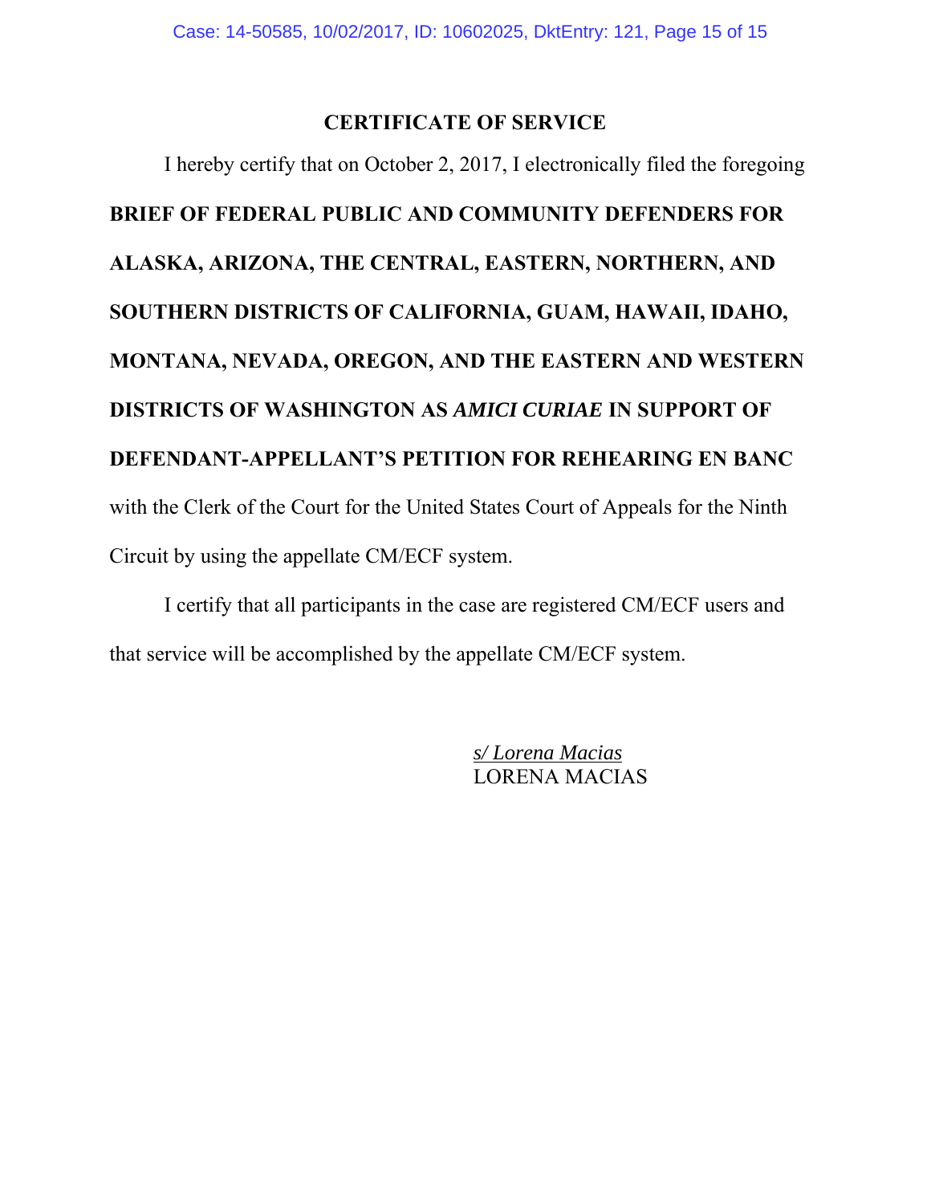## CERTIFICATE OF SERVICE

I hereby certify that on October 2, 2017, I electronically filed the foregoing **BRIEF OF FEDERAL PUBLIC AND COMMUNITY DEFENDERS FOR ALASKA, ARIZONA, THE CENTRAL, EASTERN, NORTHERN, AND SOUTHERN DISTRICTS OF CALIFORNIA, GUAM, HAWAII, IDAHO, MONTANA, NEVADA, OREGON, AND THE EASTERN AND WESTERN DISTRICTS OF WASHINGTON AS *AMICI CURIAE* IN SUPPORT OF DEFENDANT-APPELLANT'S PETITION FOR REHEARING EN BANC** with the Clerk of the Court for the United States Court of Appeals for the Ninth Circuit by using the appellate CM/ECF system.

I certify that all participants in the case are registered CM/ECF users and that service will be accomplished by the appellate CM/ECF system.

*s/ Lorena Macias*
LORENA MACIAS